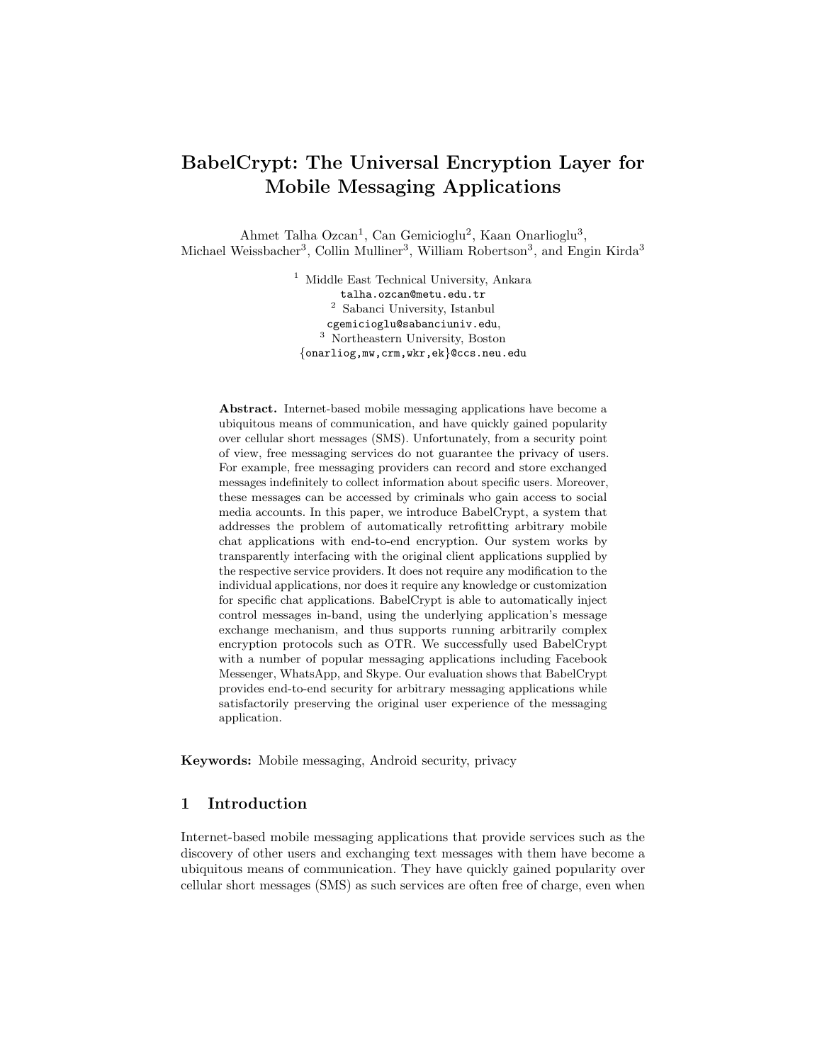# BabelCrypt: The Universal Encryption Layer for Mobile Messaging Applications

Ahmet Talha Ozcan[1], Can Gemicioglu[2], Kaan Onarlioglu[3], Michael Weissbacher[3], Collin Mulliner[3], William Robertson[3], and Engin Kirda[3]

[1] Middle East Technical University, Ankara
talha.ozcan@metu.edu.tr
[2] Sabanci University, Istanbul
cgemicioglu@sabanciuniv.edu,
[3] Northeastern University, Boston
{onarliog,mw,crm,wkr,ek}@ccs.neu.edu

**Abstract.** Internet-based mobile messaging applications have become a ubiquitous means of communication, and have quickly gained popularity over cellular short messages (SMS). Unfortunately, from a security point of view, free messaging services do not guarantee the privacy of users. For example, free messaging providers can record and store exchanged messages indefinitely to collect information about specific users. Moreover, these messages can be accessed by criminals who gain access to social media accounts. In this paper, we introduce BabelCrypt, a system that addresses the problem of automatically retrofitting arbitrary mobile chat applications with end-to-end encryption. Our system works by transparently interfacing with the original client applications supplied by the respective service providers. It does not require any modification to the individual applications, nor does it require any knowledge or customization for specific chat applications. BabelCrypt is able to automatically inject control messages in-band, using the underlying application's message exchange mechanism, and thus supports running arbitrarily complex encryption protocols such as OTR. We successfully used BabelCrypt with a number of popular messaging applications including Facebook Messenger, WhatsApp, and Skype. Our evaluation shows that BabelCrypt provides end-to-end security for arbitrary messaging applications while satisfactorily preserving the original user experience of the messaging application.

**Keywords:** Mobile messaging, Android security, privacy

## 1 Introduction

Internet-based mobile messaging applications that provide services such as the discovery of other users and exchanging text messages with them have become a ubiquitous means of communication. They have quickly gained popularity over cellular short messages (SMS) as such services are often free of charge, even when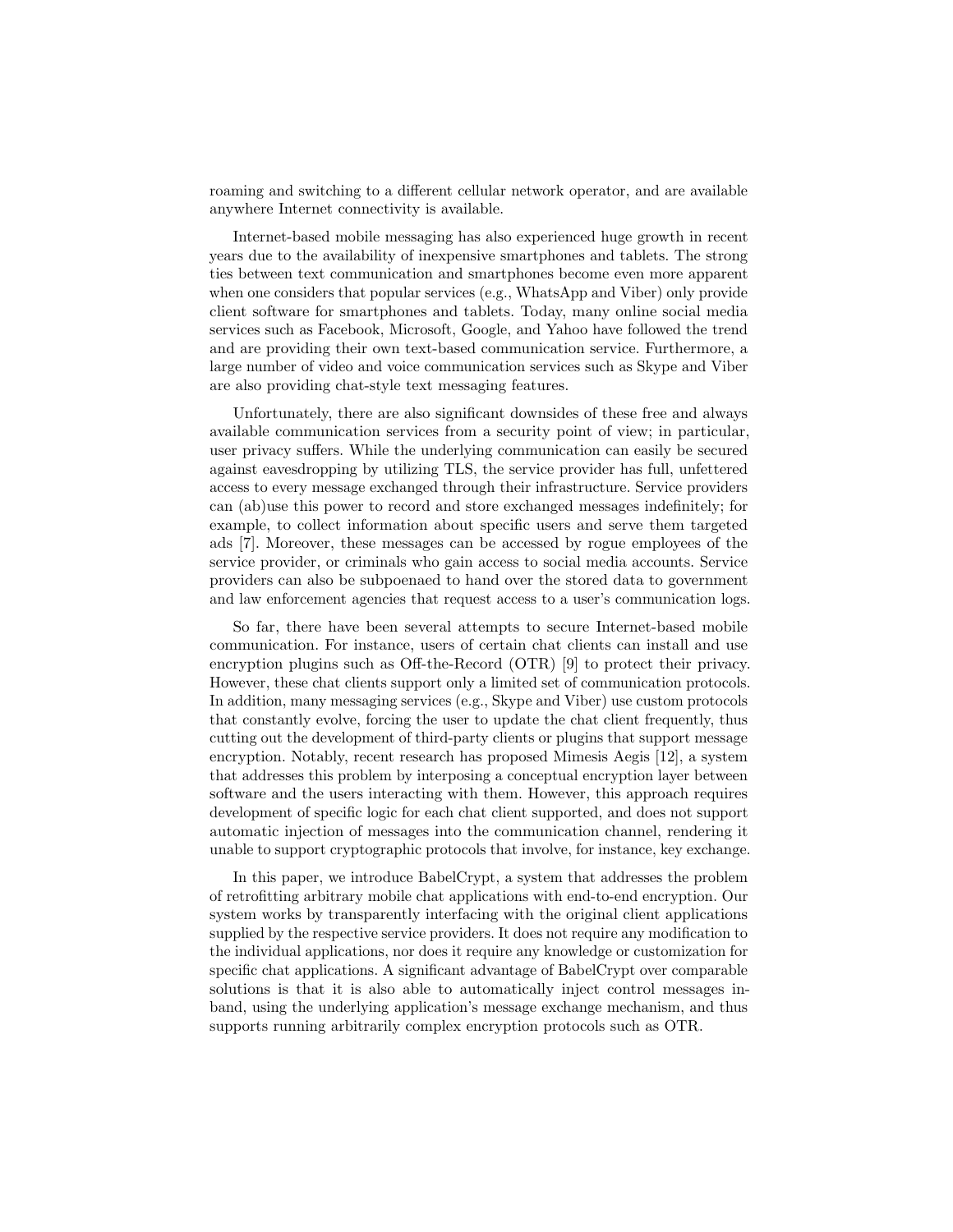roaming and switching to a different cellular network operator, and are available anywhere Internet connectivity is available.

Internet-based mobile messaging has also experienced huge growth in recent years due to the availability of inexpensive smartphones and tablets. The strong ties between text communication and smartphones become even more apparent when one considers that popular services (e.g., WhatsApp and Viber) only provide client software for smartphones and tablets. Today, many online social media services such as Facebook, Microsoft, Google, and Yahoo have followed the trend and are providing their own text-based communication service. Furthermore, a large number of video and voice communication services such as Skype and Viber are also providing chat-style text messaging features.

Unfortunately, there are also significant downsides of these free and always available communication services from a security point of view; in particular, user privacy suffers. While the underlying communication can easily be secured against eavesdropping by utilizing TLS, the service provider has full, unfettered access to every message exchanged through their infrastructure. Service providers can (ab)use this power to record and store exchanged messages indefinitely; for example, to collect information about specific users and serve them targeted ads [7]. Moreover, these messages can be accessed by rogue employees of the service provider, or criminals who gain access to social media accounts. Service providers can also be subpoenaed to hand over the stored data to government and law enforcement agencies that request access to a user's communication logs.

So far, there have been several attempts to secure Internet-based mobile communication. For instance, users of certain chat clients can install and use encryption plugins such as Off-the-Record (OTR) [9] to protect their privacy. However, these chat clients support only a limited set of communication protocols. In addition, many messaging services (e.g., Skype and Viber) use custom protocols that constantly evolve, forcing the user to update the chat client frequently, thus cutting out the development of third-party clients or plugins that support message encryption. Notably, recent research has proposed Mimesis Aegis [12], a system that addresses this problem by interposing a conceptual encryption layer between software and the users interacting with them. However, this approach requires development of specific logic for each chat client supported, and does not support automatic injection of messages into the communication channel, rendering it unable to support cryptographic protocols that involve, for instance, key exchange.

In this paper, we introduce BabelCrypt, a system that addresses the problem of retrofitting arbitrary mobile chat applications with end-to-end encryption. Our system works by transparently interfacing with the original client applications supplied by the respective service providers. It does not require any modification to the individual applications, nor does it require any knowledge or customization for specific chat applications. A significant advantage of BabelCrypt over comparable solutions is that it is also able to automatically inject control messages in-band, using the underlying application's message exchange mechanism, and thus supports running arbitrarily complex encryption protocols such as OTR.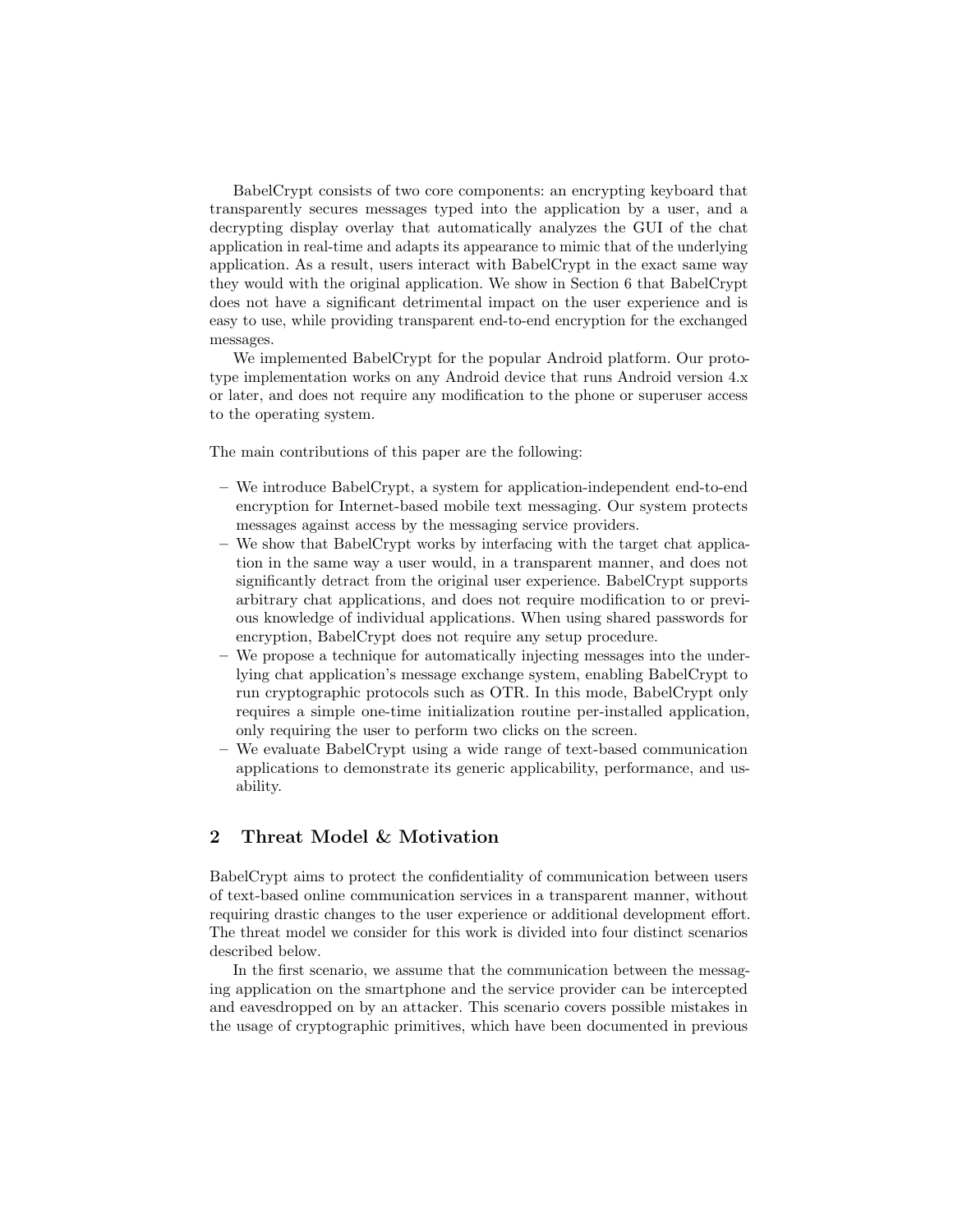BabelCrypt consists of two core components: an encrypting keyboard that transparently secures messages typed into the application by a user, and a decrypting display overlay that automatically analyzes the GUI of the chat application in real-time and adapts its appearance to mimic that of the underlying application. As a result, users interact with BabelCrypt in the exact same way they would with the original application. We show in Section 6 that BabelCrypt does not have a significant detrimental impact on the user experience and is easy to use, while providing transparent end-to-end encryption for the exchanged messages.

We implemented BabelCrypt for the popular Android platform. Our prototype implementation works on any Android device that runs Android version 4.x or later, and does not require any modification to the phone or superuser access to the operating system.

The main contributions of this paper are the following:

- We introduce BabelCrypt, a system for application-independent end-to-end encryption for Internet-based mobile text messaging. Our system protects messages against access by the messaging service providers.
- We show that BabelCrypt works by interfacing with the target chat application in the same way a user would, in a transparent manner, and does not significantly detract from the original user experience. BabelCrypt supports arbitrary chat applications, and does not require modification to or previous knowledge of individual applications. When using shared passwords for encryption, BabelCrypt does not require any setup procedure.
- We propose a technique for automatically injecting messages into the underlying chat application's message exchange system, enabling BabelCrypt to run cryptographic protocols such as OTR. In this mode, BabelCrypt only requires a simple one-time initialization routine per-installed application, only requiring the user to perform two clicks on the screen.
- We evaluate BabelCrypt using a wide range of text-based communication applications to demonstrate its generic applicability, performance, and usability.

## 2 Threat Model & Motivation

BabelCrypt aims to protect the confidentiality of communication between users of text-based online communication services in a transparent manner, without requiring drastic changes to the user experience or additional development effort. The threat model we consider for this work is divided into four distinct scenarios described below.

In the first scenario, we assume that the communication between the messaging application on the smartphone and the service provider can be intercepted and eavesdropped on by an attacker. This scenario covers possible mistakes in the usage of cryptographic primitives, which have been documented in previous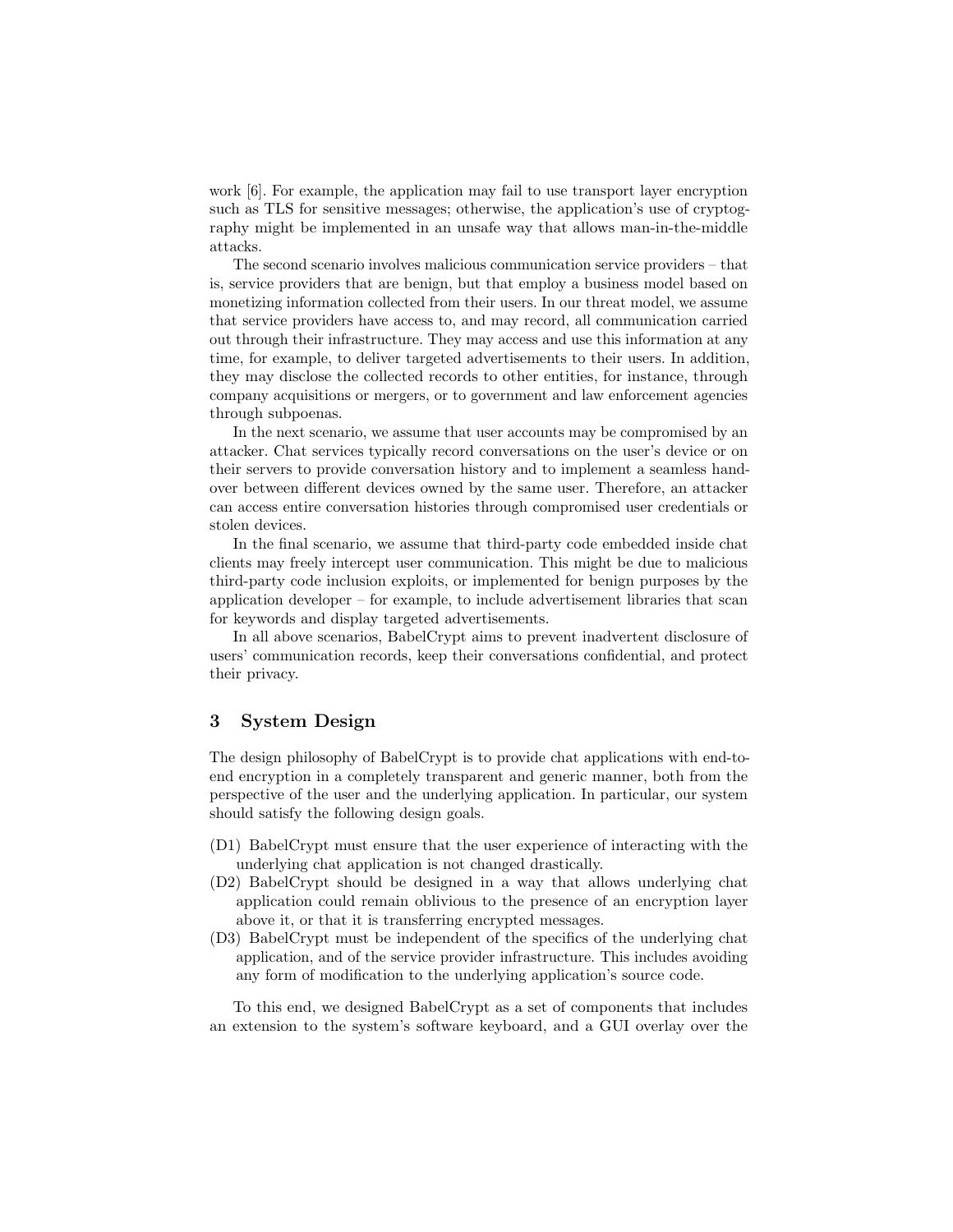work [6]. For example, the application may fail to use transport layer encryption such as TLS for sensitive messages; otherwise, the application's use of cryptography might be implemented in an unsafe way that allows man-in-the-middle attacks.

The second scenario involves malicious communication service providers – that is, service providers that are benign, but that employ a business model based on monetizing information collected from their users. In our threat model, we assume that service providers have access to, and may record, all communication carried out through their infrastructure. They may access and use this information at any time, for example, to deliver targeted advertisements to their users. In addition, they may disclose the collected records to other entities, for instance, through company acquisitions or mergers, or to government and law enforcement agencies through subpoenas.

In the next scenario, we assume that user accounts may be compromised by an attacker. Chat services typically record conversations on the user's device or on their servers to provide conversation history and to implement a seamless handover between different devices owned by the same user. Therefore, an attacker can access entire conversation histories through compromised user credentials or stolen devices.

In the final scenario, we assume that third-party code embedded inside chat clients may freely intercept user communication. This might be due to malicious third-party code inclusion exploits, or implemented for benign purposes by the application developer – for example, to include advertisement libraries that scan for keywords and display targeted advertisements.

In all above scenarios, BabelCrypt aims to prevent inadvertent disclosure of users' communication records, keep their conversations confidential, and protect their privacy.

## 3 System Design

The design philosophy of BabelCrypt is to provide chat applications with end-to-end encryption in a completely transparent and generic manner, both from the perspective of the user and the underlying application. In particular, our system should satisfy the following design goals.

- (D1) BabelCrypt must ensure that the user experience of interacting with the underlying chat application is not changed drastically.
- (D2) BabelCrypt should be designed in a way that allows underlying chat application could remain oblivious to the presence of an encryption layer above it, or that it is transferring encrypted messages.
- (D3) BabelCrypt must be independent of the specifics of the underlying chat application, and of the service provider infrastructure. This includes avoiding any form of modification to the underlying application's source code.

To this end, we designed BabelCrypt as a set of components that includes an extension to the system's software keyboard, and a GUI overlay over the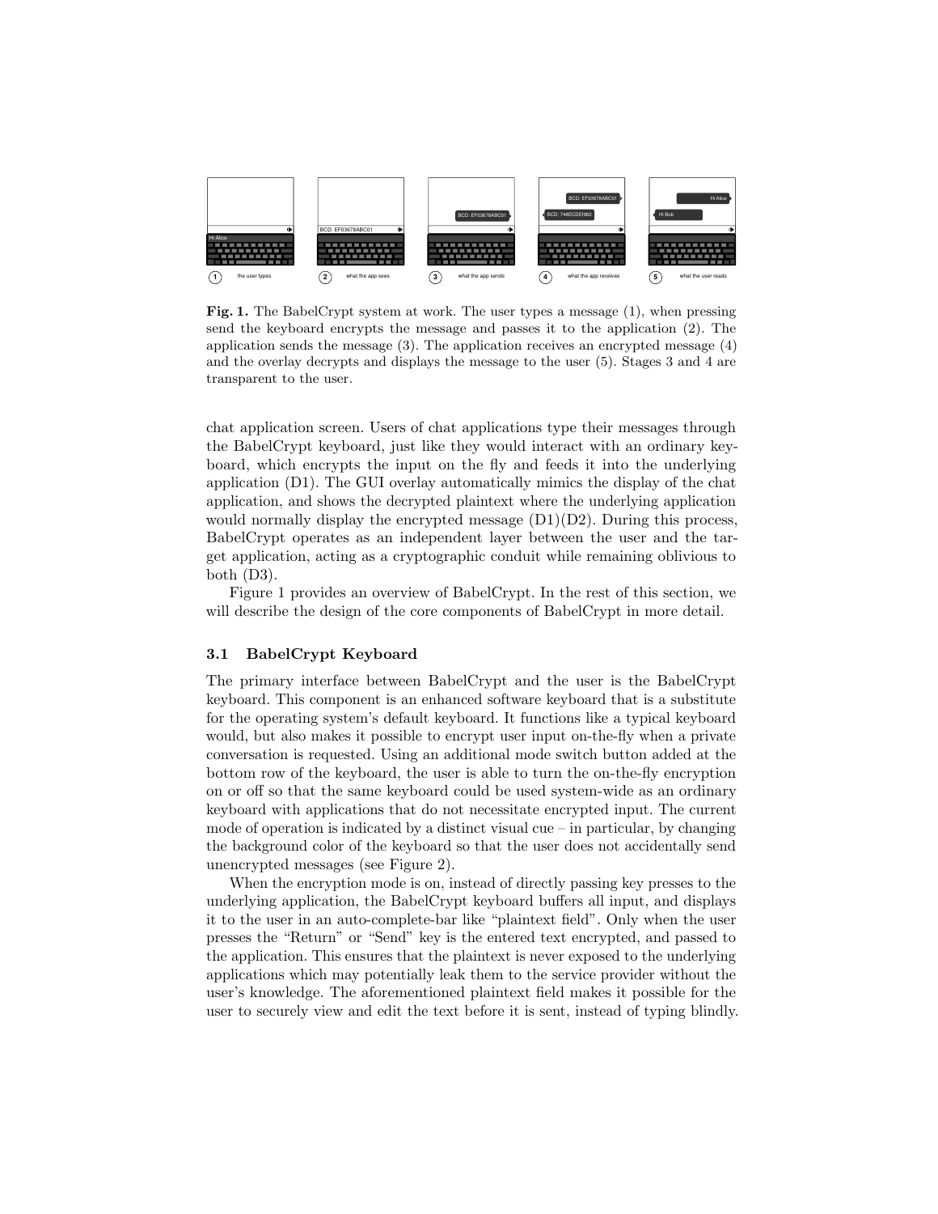**Fig. 1.** The BabelCrypt system at work. The user types a message (1), when pressing send the keyboard encrypts the message and passes it to the application (2). The application sends the message (3). The application receives an encrypted message (4) and the overlay decrypts and displays the message to the user (5). Stages 3 and 4 are transparent to the user.

chat application screen. Users of chat applications type their messages through the BabelCrypt keyboard, just like they would interact with an ordinary keyboard, which encrypts the input on the fly and feeds it into the underlying application (D1). The GUI overlay automatically mimics the display of the chat application, and shows the decrypted plaintext where the underlying application would normally display the encrypted message (D1)(D2). During this process, BabelCrypt operates as an independent layer between the user and the target application, acting as a cryptographic conduit while remaining oblivious to both (D3).

Figure 1 provides an overview of BabelCrypt. In the rest of this section, we will describe the design of the core components of BabelCrypt in more detail.

### 3.1 BabelCrypt Keyboard

The primary interface between BabelCrypt and the user is the BabelCrypt keyboard. This component is an enhanced software keyboard that is a substitute for the operating system's default keyboard. It functions like a typical keyboard would, but also makes it possible to encrypt user input on-the-fly when a private conversation is requested. Using an additional mode switch button added at the bottom row of the keyboard, the user is able to turn the on-the-fly encryption on or off so that the same keyboard could be used system-wide as an ordinary keyboard with applications that do not necessitate encrypted input. The current mode of operation is indicated by a distinct visual cue – in particular, by changing the background color of the keyboard so that the user does not accidentally send unencrypted messages (see Figure 2).

When the encryption mode is on, instead of directly passing key presses to the underlying application, the BabelCrypt keyboard buffers all input, and displays it to the user in an auto-complete-bar like "plaintext field". Only when the user presses the "Return" or "Send" key is the entered text encrypted, and passed to the application. This ensures that the plaintext is never exposed to the underlying applications which may potentially leak them to the service provider without the user's knowledge. The aforementioned plaintext field makes it possible for the user to securely view and edit the text before it is sent, instead of typing blindly.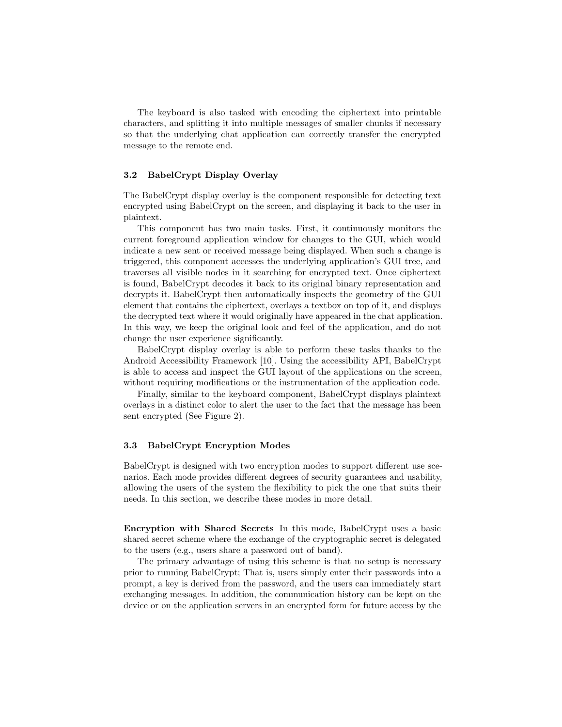The keyboard is also tasked with encoding the ciphertext into printable characters, and splitting it into multiple messages of smaller chunks if necessary so that the underlying chat application can correctly transfer the encrypted message to the remote end.

### 3.2 BabelCrypt Display Overlay

The BabelCrypt display overlay is the component responsible for detecting text encrypted using BabelCrypt on the screen, and displaying it back to the user in plaintext.

This component has two main tasks. First, it continuously monitors the current foreground application window for changes to the GUI, which would indicate a new sent or received message being displayed. When such a change is triggered, this component accesses the underlying application's GUI tree, and traverses all visible nodes in it searching for encrypted text. Once ciphertext is found, BabelCrypt decodes it back to its original binary representation and decrypts it. BabelCrypt then automatically inspects the geometry of the GUI element that contains the ciphertext, overlays a textbox on top of it, and displays the decrypted text where it would originally have appeared in the chat application. In this way, we keep the original look and feel of the application, and do not change the user experience significantly.

BabelCrypt display overlay is able to perform these tasks thanks to the Android Accessibility Framework [10]. Using the accessibility API, BabelCrypt is able to access and inspect the GUI layout of the applications on the screen, without requiring modifications or the instrumentation of the application code.

Finally, similar to the keyboard component, BabelCrypt displays plaintext overlays in a distinct color to alert the user to the fact that the message has been sent encrypted (See Figure 2).

### 3.3 BabelCrypt Encryption Modes

BabelCrypt is designed with two encryption modes to support different use scenarios. Each mode provides different degrees of security guarantees and usability, allowing the users of the system the flexibility to pick the one that suits their needs. In this section, we describe these modes in more detail.

**Encryption with Shared Secrets** In this mode, BabelCrypt uses a basic shared secret scheme where the exchange of the cryptographic secret is delegated to the users (e.g., users share a password out of band).

The primary advantage of using this scheme is that no setup is necessary prior to running BabelCrypt; That is, users simply enter their passwords into a prompt, a key is derived from the password, and the users can immediately start exchanging messages. In addition, the communication history can be kept on the device or on the application servers in an encrypted form for future access by the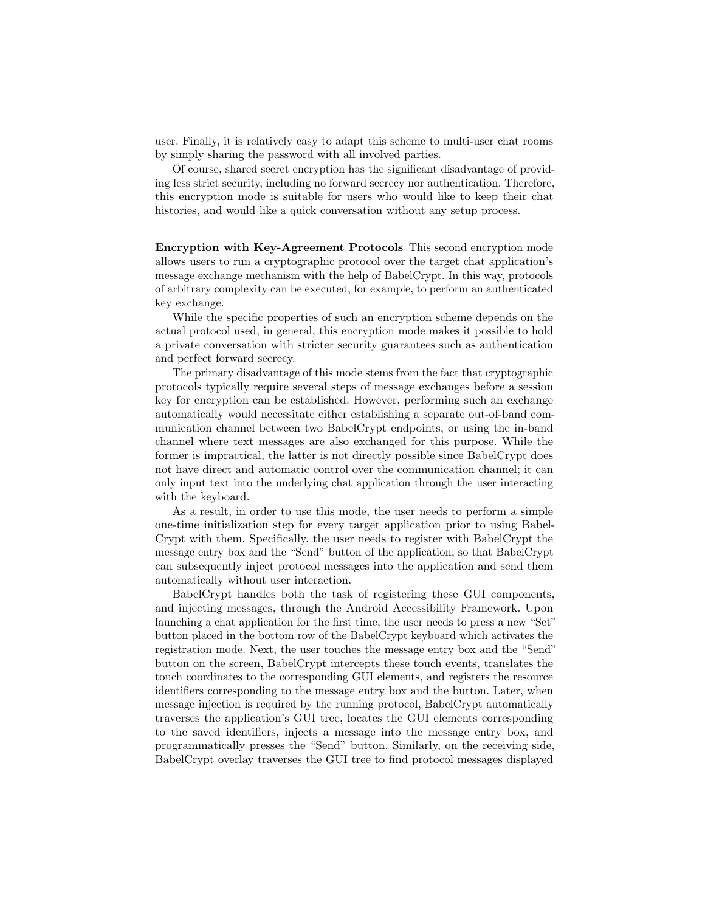user. Finally, it is relatively easy to adapt this scheme to multi-user chat rooms by simply sharing the password with all involved parties.

Of course, shared secret encryption has the significant disadvantage of providing less strict security, including no forward secrecy nor authentication. Therefore, this encryption mode is suitable for users who would like to keep their chat histories, and would like a quick conversation without any setup process.

**Encryption with Key-Agreement Protocols** This second encryption mode allows users to run a cryptographic protocol over the target chat application's message exchange mechanism with the help of BabelCrypt. In this way, protocols of arbitrary complexity can be executed, for example, to perform an authenticated key exchange.

While the specific properties of such an encryption scheme depends on the actual protocol used, in general, this encryption mode makes it possible to hold a private conversation with stricter security guarantees such as authentication and perfect forward secrecy.

The primary disadvantage of this mode stems from the fact that cryptographic protocols typically require several steps of message exchanges before a session key for encryption can be established. However, performing such an exchange automatically would necessitate either establishing a separate out-of-band communication channel between two BabelCrypt endpoints, or using the in-band channel where text messages are also exchanged for this purpose. While the former is impractical, the latter is not directly possible since BabelCrypt does not have direct and automatic control over the communication channel; it can only input text into the underlying chat application through the user interacting with the keyboard.

As a result, in order to use this mode, the user needs to perform a simple one-time initialization step for every target application prior to using BabelCrypt with them. Specifically, the user needs to register with BabelCrypt the message entry box and the "Send" button of the application, so that BabelCrypt can subsequently inject protocol messages into the application and send them automatically without user interaction.

BabelCrypt handles both the task of registering these GUI components, and injecting messages, through the Android Accessibility Framework. Upon launching a chat application for the first time, the user needs to press a new "Set" button placed in the bottom row of the BabelCrypt keyboard which activates the registration mode. Next, the user touches the message entry box and the "Send" button on the screen, BabelCrypt intercepts these touch events, translates the touch coordinates to the corresponding GUI elements, and registers the resource identifiers corresponding to the message entry box and the button. Later, when message injection is required by the running protocol, BabelCrypt automatically traverses the application's GUI tree, locates the GUI elements corresponding to the saved identifiers, injects a message into the message entry box, and programmatically presses the "Send" button. Similarly, on the receiving side, BabelCrypt overlay traverses the GUI tree to find protocol messages displayed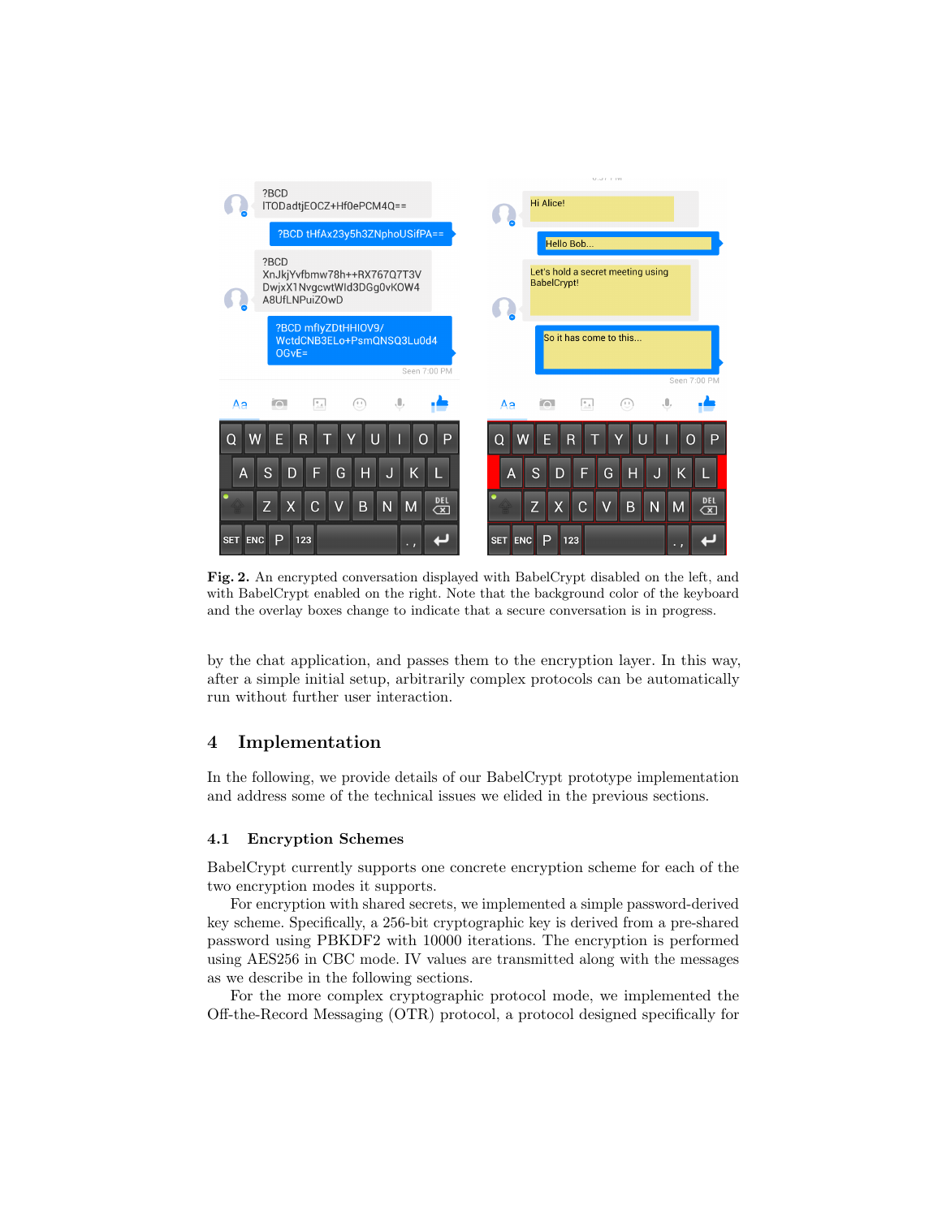**Fig. 2.** An encrypted conversation displayed with BabelCrypt disabled on the left, and with BabelCrypt enabled on the right. Note that the background color of the keyboard and the overlay boxes change to indicate that a secure conversation is in progress.

by the chat application, and passes them to the encryption layer. In this way, after a simple initial setup, arbitrarily complex protocols can be automatically run without further user interaction.

## 4 Implementation

In the following, we provide details of our BabelCrypt prototype implementation and address some of the technical issues we elided in the previous sections.

### 4.1 Encryption Schemes

BabelCrypt currently supports one concrete encryption scheme for each of the two encryption modes it supports.

For encryption with shared secrets, we implemented a simple password-derived key scheme. Specifically, a 256-bit cryptographic key is derived from a pre-shared password using PBKDF2 with 10000 iterations. The encryption is performed using AES256 in CBC mode. IV values are transmitted along with the messages as we describe in the following sections.

For the more complex cryptographic protocol mode, we implemented the Off-the-Record Messaging (OTR) protocol, a protocol designed specifically for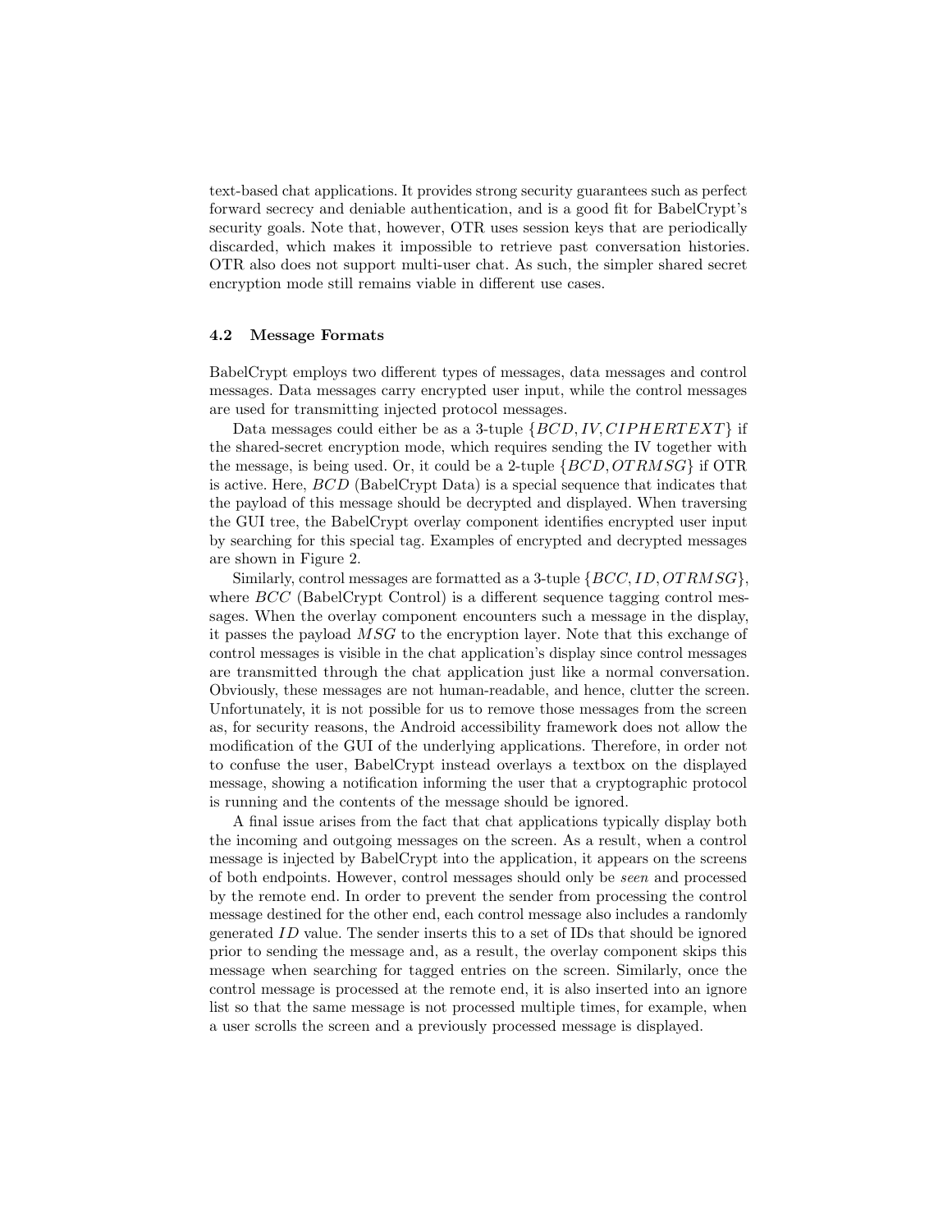text-based chat applications. It provides strong security guarantees such as perfect forward secrecy and deniable authentication, and is a good fit for BabelCrypt's security goals. Note that, however, OTR uses session keys that are periodically discarded, which makes it impossible to retrieve past conversation histories. OTR also does not support multi-user chat. As such, the simpler shared secret encryption mode still remains viable in different use cases.

### 4.2 Message Formats

BabelCrypt employs two different types of messages, data messages and control messages. Data messages carry encrypted user input, while the control messages are used for transmitting injected protocol messages.

Data messages could either be as a 3-tuple $\{BCD, IV, CIPHERTEXT\}$ if the shared-secret encryption mode, which requires sending the IV together with the message, is being used. Or, it could be a 2-tuple $\{BCD, OTRMSG\}$ if OTR is active. Here, $BCD$ (BabelCrypt Data) is a special sequence that indicates that the payload of this message should be decrypted and displayed. When traversing the GUI tree, the BabelCrypt overlay component identifies encrypted user input by searching for this special tag. Examples of encrypted and decrypted messages are shown in Figure 2.

Similarly, control messages are formatted as a 3-tuple $\{BCC, ID, OTRMSG\}$, where $BCC$ (BabelCrypt Control) is a different sequence tagging control messages. When the overlay component encounters such a message in the display, it passes the payload $MSG$ to the encryption layer. Note that this exchange of control messages is visible in the chat application's display since control messages are transmitted through the chat application just like a normal conversation. Obviously, these messages are not human-readable, and hence, clutter the screen. Unfortunately, it is not possible for us to remove those messages from the screen as, for security reasons, the Android accessibility framework does not allow the modification of the GUI of the underlying applications. Therefore, in order not to confuse the user, BabelCrypt instead overlays a textbox on the displayed message, showing a notification informing the user that a cryptographic protocol is running and the contents of the message should be ignored.

A final issue arises from the fact that chat applications typically display both the incoming and outgoing messages on the screen. As a result, when a control message is injected by BabelCrypt into the application, it appears on the screens of both endpoints. However, control messages should only be *seen* and processed by the remote end. In order to prevent the sender from processing the control message destined for the other end, each control message also includes a randomly generated $ID$ value. The sender inserts this to a set of IDs that should be ignored prior to sending the message and, as a result, the overlay component skips this message when searching for tagged entries on the screen. Similarly, once the control message is processed at the remote end, it is also inserted into an ignore list so that the same message is not processed multiple times, for example, when a user scrolls the screen and a previously processed message is displayed.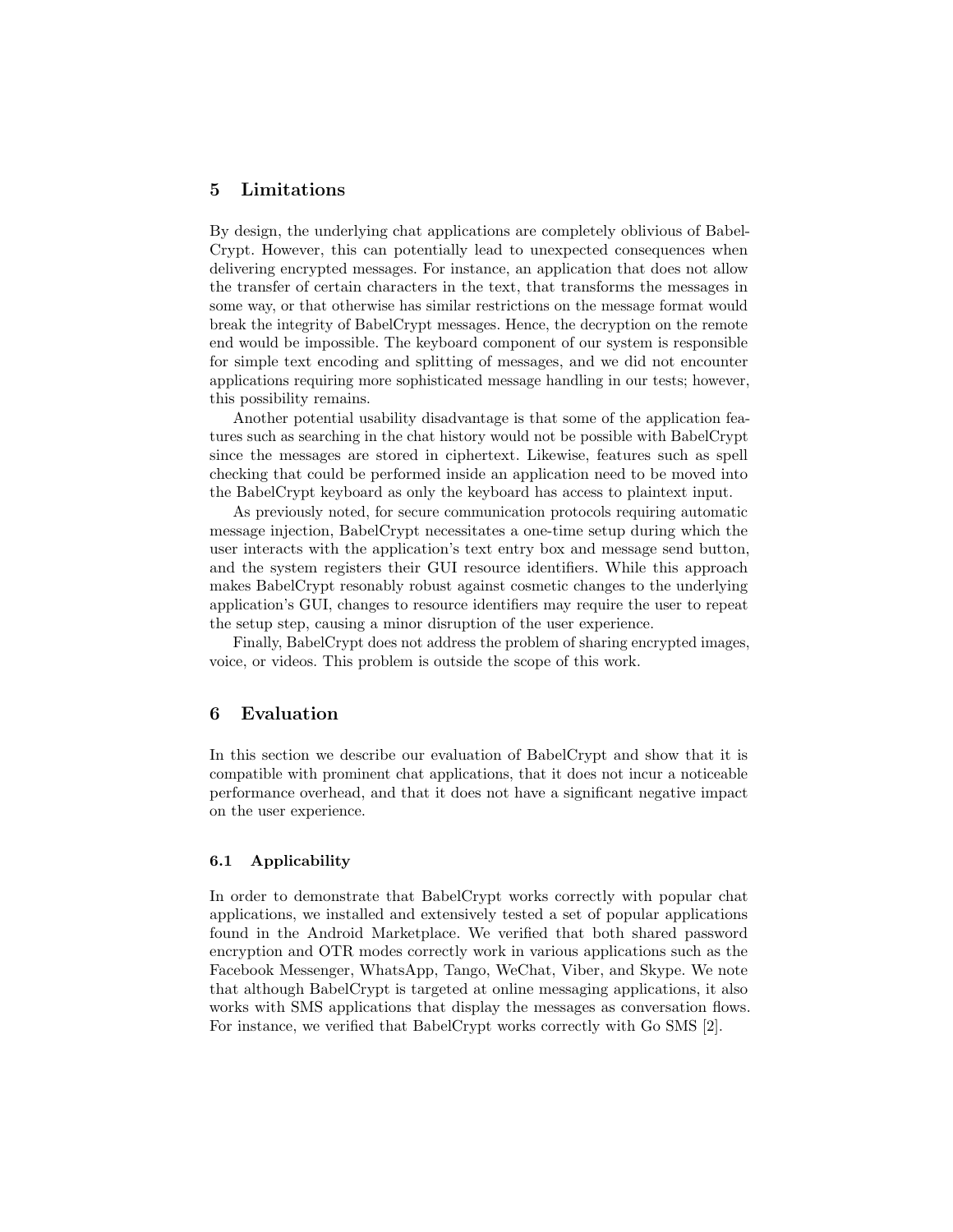## 5 Limitations

By design, the underlying chat applications are completely oblivious of BabelCrypt. However, this can potentially lead to unexpected consequences when delivering encrypted messages. For instance, an application that does not allow the transfer of certain characters in the text, that transforms the messages in some way, or that otherwise has similar restrictions on the message format would break the integrity of BabelCrypt messages. Hence, the decryption on the remote end would be impossible. The keyboard component of our system is responsible for simple text encoding and splitting of messages, and we did not encounter applications requiring more sophisticated message handling in our tests; however, this possibility remains.

Another potential usability disadvantage is that some of the application features such as searching in the chat history would not be possible with BabelCrypt since the messages are stored in ciphertext. Likewise, features such as spell checking that could be performed inside an application need to be moved into the BabelCrypt keyboard as only the keyboard has access to plaintext input.

As previously noted, for secure communication protocols requiring automatic message injection, BabelCrypt necessitates a one-time setup during which the user interacts with the application's text entry box and message send button, and the system registers their GUI resource identifiers. While this approach makes BabelCrypt resonably robust against cosmetic changes to the underlying application's GUI, changes to resource identifiers may require the user to repeat the setup step, causing a minor disruption of the user experience.

Finally, BabelCrypt does not address the problem of sharing encrypted images, voice, or videos. This problem is outside the scope of this work.

## 6 Evaluation

In this section we describe our evaluation of BabelCrypt and show that it is compatible with prominent chat applications, that it does not incur a noticeable performance overhead, and that it does not have a significant negative impact on the user experience.

### 6.1 Applicability

In order to demonstrate that BabelCrypt works correctly with popular chat applications, we installed and extensively tested a set of popular applications found in the Android Marketplace. We verified that both shared password encryption and OTR modes correctly work in various applications such as the Facebook Messenger, WhatsApp, Tango, WeChat, Viber, and Skype. We note that although BabelCrypt is targeted at online messaging applications, it also works with SMS applications that display the messages as conversation flows. For instance, we verified that BabelCrypt works correctly with Go SMS [2].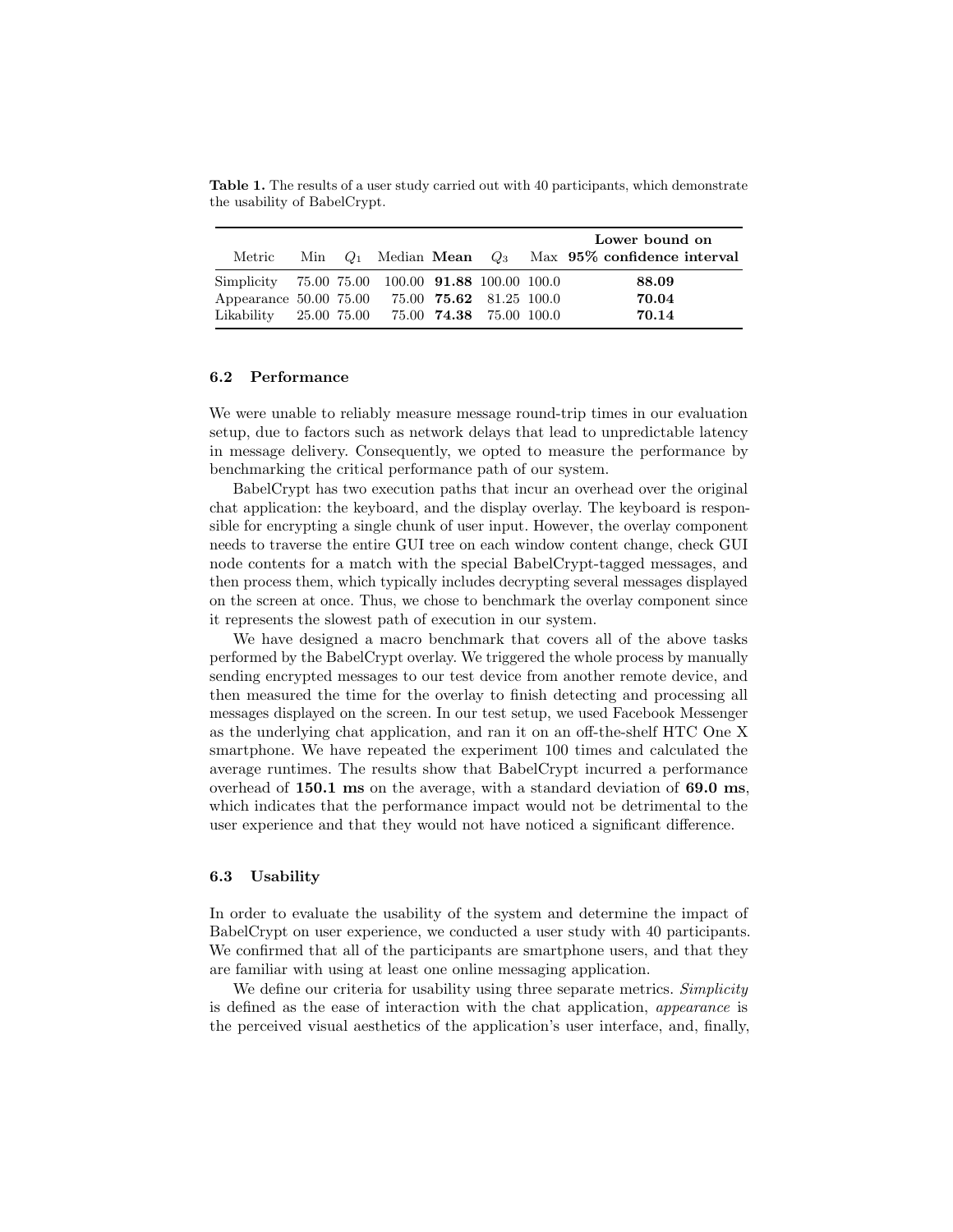**Table 1.** The results of a user study carried out with 40 participants, which demonstrate the usability of BabelCrypt.

| Metric | Min | $Q_1$ | Median | **Mean** | $Q_3$ | Max | **Lower bound on 95% confidence interval** |
|---|---|---|---|---|---|---|---|
| Simplicity | 75.00 | 75.00 | 100.00 | **91.88** | 100.00 | 100.0 | **88.09** |
| Appearance | 50.00 | 75.00 | 75.00 | **75.62** | 81.25 | 100.0 | **70.04** |
| Likability | 25.00 | 75.00 | 75.00 | **74.38** | 75.00 | 100.0 | **70.14** |

### 6.2 Performance

We were unable to reliably measure message round-trip times in our evaluation setup, due to factors such as network delays that lead to unpredictable latency in message delivery. Consequently, we opted to measure the performance by benchmarking the critical performance path of our system.

BabelCrypt has two execution paths that incur an overhead over the original chat application: the keyboard, and the display overlay. The keyboard is responsible for encrypting a single chunk of user input. However, the overlay component needs to traverse the entire GUI tree on each window content change, check GUI node contents for a match with the special BabelCrypt-tagged messages, and then process them, which typically includes decrypting several messages displayed on the screen at once. Thus, we chose to benchmark the overlay component since it represents the slowest path of execution in our system.

We have designed a macro benchmark that covers all of the above tasks performed by the BabelCrypt overlay. We triggered the whole process by manually sending encrypted messages to our test device from another remote device, and then measured the time for the overlay to finish detecting and processing all messages displayed on the screen. In our test setup, we used Facebook Messenger as the underlying chat application, and ran it on an off-the-shelf HTC One X smartphone. We have repeated the experiment 100 times and calculated the average runtimes. The results show that BabelCrypt incurred a performance overhead of **150.1 ms** on the average, with a standard deviation of **69.0 ms**, which indicates that the performance impact would not be detrimental to the user experience and that they would not have noticed a significant difference.

### 6.3 Usability

In order to evaluate the usability of the system and determine the impact of BabelCrypt on user experience, we conducted a user study with 40 participants. We confirmed that all of the participants are smartphone users, and that they are familiar with using at least one online messaging application.

We define our criteria for usability using three separate metrics. *Simplicity* is defined as the ease of interaction with the chat application, *appearance* is the perceived visual aesthetics of the application's user interface, and, finally,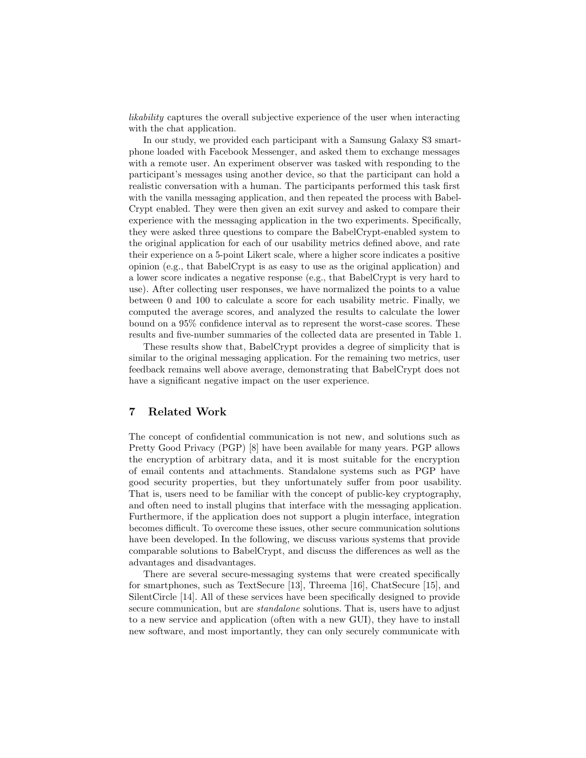*likability* captures the overall subjective experience of the user when interacting with the chat application.

In our study, we provided each participant with a Samsung Galaxy S3 smartphone loaded with Facebook Messenger, and asked them to exchange messages with a remote user. An experiment observer was tasked with responding to the participant's messages using another device, so that the participant can hold a realistic conversation with a human. The participants performed this task first with the vanilla messaging application, and then repeated the process with BabelCrypt enabled. They were then given an exit survey and asked to compare their experience with the messaging application in the two experiments. Specifically, they were asked three questions to compare the BabelCrypt-enabled system to the original application for each of our usability metrics defined above, and rate their experience on a 5-point Likert scale, where a higher score indicates a positive opinion (e.g., that BabelCrypt is as easy to use as the original application) and a lower score indicates a negative response (e.g., that BabelCrypt is very hard to use). After collecting user responses, we have normalized the points to a value between 0 and 100 to calculate a score for each usability metric. Finally, we computed the average scores, and analyzed the results to calculate the lower bound on a 95% confidence interval as to represent the worst-case scores. These results and five-number summaries of the collected data are presented in Table 1.

These results show that, BabelCrypt provides a degree of simplicity that is similar to the original messaging application. For the remaining two metrics, user feedback remains well above average, demonstrating that BabelCrypt does not have a significant negative impact on the user experience.

## 7 Related Work

The concept of confidential communication is not new, and solutions such as Pretty Good Privacy (PGP) [8] have been available for many years. PGP allows the encryption of arbitrary data, and it is most suitable for the encryption of email contents and attachments. Standalone systems such as PGP have good security properties, but they unfortunately suffer from poor usability. That is, users need to be familiar with the concept of public-key cryptography, and often need to install plugins that interface with the messaging application. Furthermore, if the application does not support a plugin interface, integration becomes difficult. To overcome these issues, other secure communication solutions have been developed. In the following, we discuss various systems that provide comparable solutions to BabelCrypt, and discuss the differences as well as the advantages and disadvantages.

There are several secure-messaging systems that were created specifically for smartphones, such as TextSecure [13], Threema [16], ChatSecure [15], and SilentCircle [14]. All of these services have been specifically designed to provide secure communication, but are *standalone* solutions. That is, users have to adjust to a new service and application (often with a new GUI), they have to install new software, and most importantly, they can only securely communicate with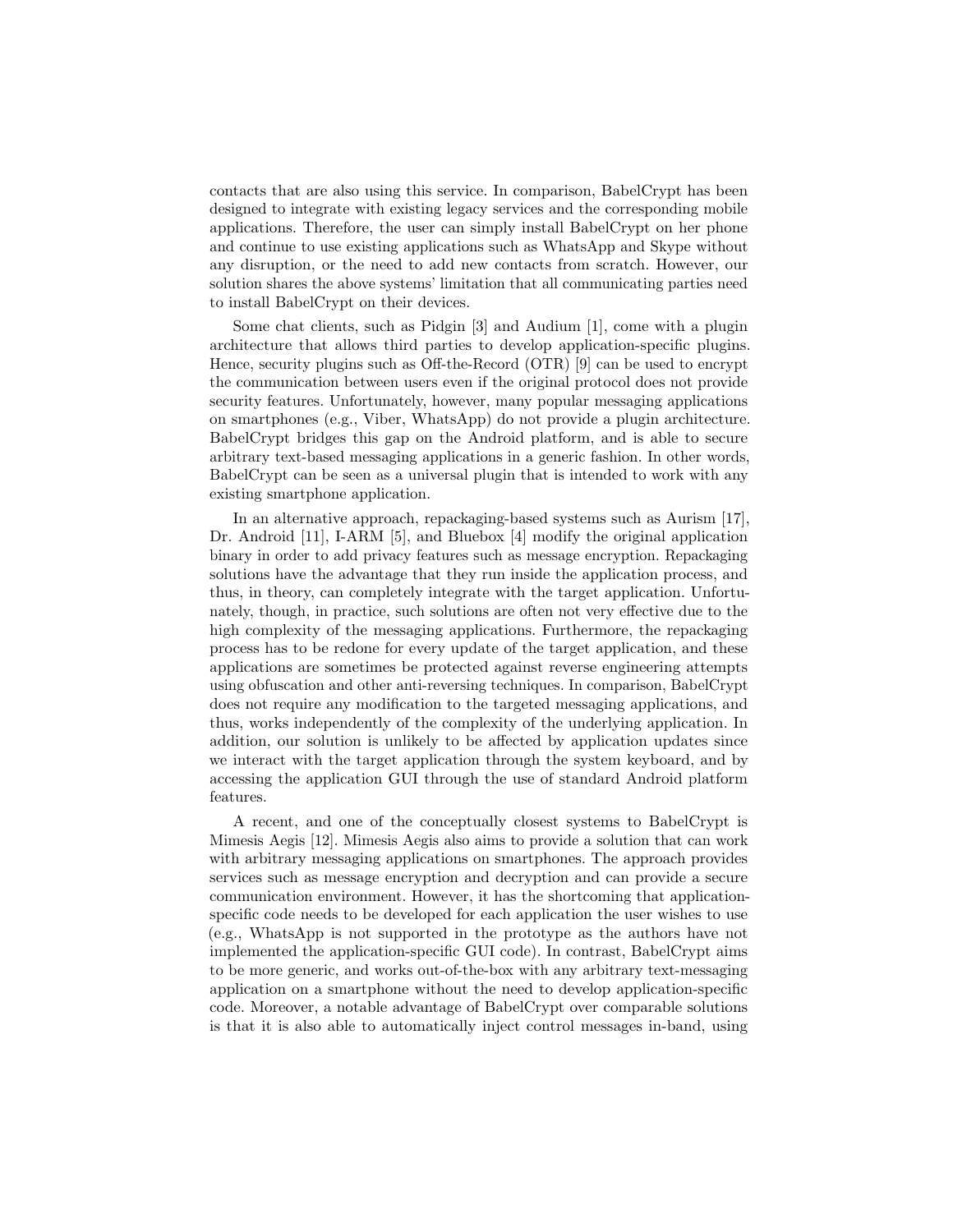contacts that are also using this service. In comparison, BabelCrypt has been designed to integrate with existing legacy services and the corresponding mobile applications. Therefore, the user can simply install BabelCrypt on her phone and continue to use existing applications such as WhatsApp and Skype without any disruption, or the need to add new contacts from scratch. However, our solution shares the above systems' limitation that all communicating parties need to install BabelCrypt on their devices.

Some chat clients, such as Pidgin [3] and Audium [1], come with a plugin architecture that allows third parties to develop application-specific plugins. Hence, security plugins such as Off-the-Record (OTR) [9] can be used to encrypt the communication between users even if the original protocol does not provide security features. Unfortunately, however, many popular messaging applications on smartphones (e.g., Viber, WhatsApp) do not provide a plugin architecture. BabelCrypt bridges this gap on the Android platform, and is able to secure arbitrary text-based messaging applications in a generic fashion. In other words, BabelCrypt can be seen as a universal plugin that is intended to work with any existing smartphone application.

In an alternative approach, repackaging-based systems such as Aurism [17], Dr. Android [11], I-ARM [5], and Bluebox [4] modify the original application binary in order to add privacy features such as message encryption. Repackaging solutions have the advantage that they run inside the application process, and thus, in theory, can completely integrate with the target application. Unfortunately, though, in practice, such solutions are often not very effective due to the high complexity of the messaging applications. Furthermore, the repackaging process has to be redone for every update of the target application, and these applications are sometimes be protected against reverse engineering attempts using obfuscation and other anti-reversing techniques. In comparison, BabelCrypt does not require any modification to the targeted messaging applications, and thus, works independently of the complexity of the underlying application. In addition, our solution is unlikely to be affected by application updates since we interact with the target application through the system keyboard, and by accessing the application GUI through the use of standard Android platform features.

A recent, and one of the conceptually closest systems to BabelCrypt is Mimesis Aegis [12]. Mimesis Aegis also aims to provide a solution that can work with arbitrary messaging applications on smartphones. The approach provides services such as message encryption and decryption and can provide a secure communication environment. However, it has the shortcoming that application-specific code needs to be developed for each application the user wishes to use (e.g., WhatsApp is not supported in the prototype as the authors have not implemented the application-specific GUI code). In contrast, BabelCrypt aims to be more generic, and works out-of-the-box with any arbitrary text-messaging application on a smartphone without the need to develop application-specific code. Moreover, a notable advantage of BabelCrypt over comparable solutions is that it is also able to automatically inject control messages in-band, using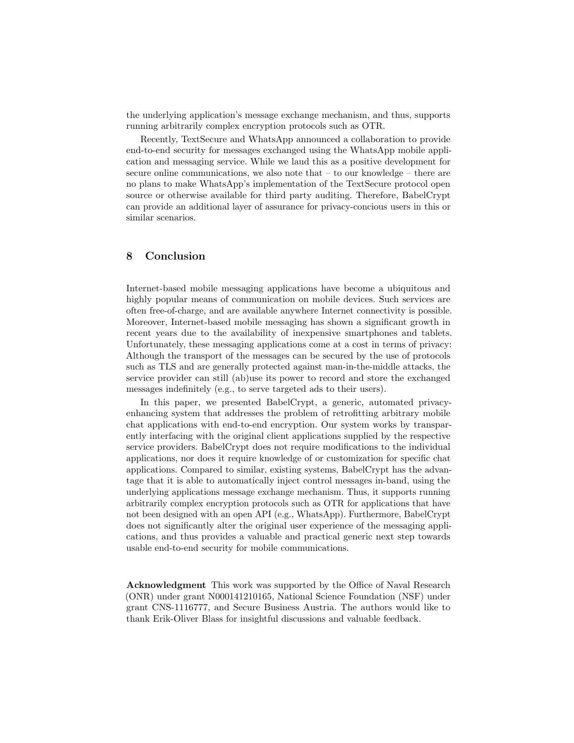the underlying application's message exchange mechanism, and thus, supports running arbitrarily complex encryption protocols such as OTR.

Recently, TextSecure and WhatsApp announced a collaboration to provide end-to-end security for messages exchanged using the WhatsApp mobile application and messaging service. While we laud this as a positive development for secure online communications, we also note that – to our knowledge – there are no plans to make WhatsApp's implementation of the TextSecure protocol open source or otherwise available for third party auditing. Therefore, BabelCrypt can provide an additional layer of assurance for privacy-concious users in this or similar scenarios.

## 8 Conclusion

Internet-based mobile messaging applications have become a ubiquitous and highly popular means of communication on mobile devices. Such services are often free-of-charge, and are available anywhere Internet connectivity is possible. Moreover, Internet-based mobile messaging has shown a significant growth in recent years due to the availability of inexpensive smartphones and tablets. Unfortunately, these messaging applications come at a cost in terms of privacy: Although the transport of the messages can be secured by the use of protocols such as TLS and are generally protected against man-in-the-middle attacks, the service provider can still (ab)use its power to record and store the exchanged messages indefinitely (e.g., to serve targeted ads to their users).

In this paper, we presented BabelCrypt, a generic, automated privacy-enhancing system that addresses the problem of retrofitting arbitrary mobile chat applications with end-to-end encryption. Our system works by transparently interfacing with the original client applications supplied by the respective service providers. BabelCrypt does not require modifications to the individual applications, nor does it require knowledge of or customization for specific chat applications. Compared to similar, existing systems, BabelCrypt has the advantage that it is able to automatically inject control messages in-band, using the underlying applications message exchange mechanism. Thus, it supports running arbitrarily complex encryption protocols such as OTR for applications that have not been designed with an open API (e.g., WhatsApp). Furthermore, BabelCrypt does not significantly alter the original user experience of the messaging applications, and thus provides a valuable and practical generic next step towards usable end-to-end security for mobile communications.

**Acknowledgment** This work was supported by the Office of Naval Research (ONR) under grant N000141210165, National Science Foundation (NSF) under grant CNS-1116777, and Secure Business Austria. The authors would like to thank Erik-Oliver Blass for insightful discussions and valuable feedback.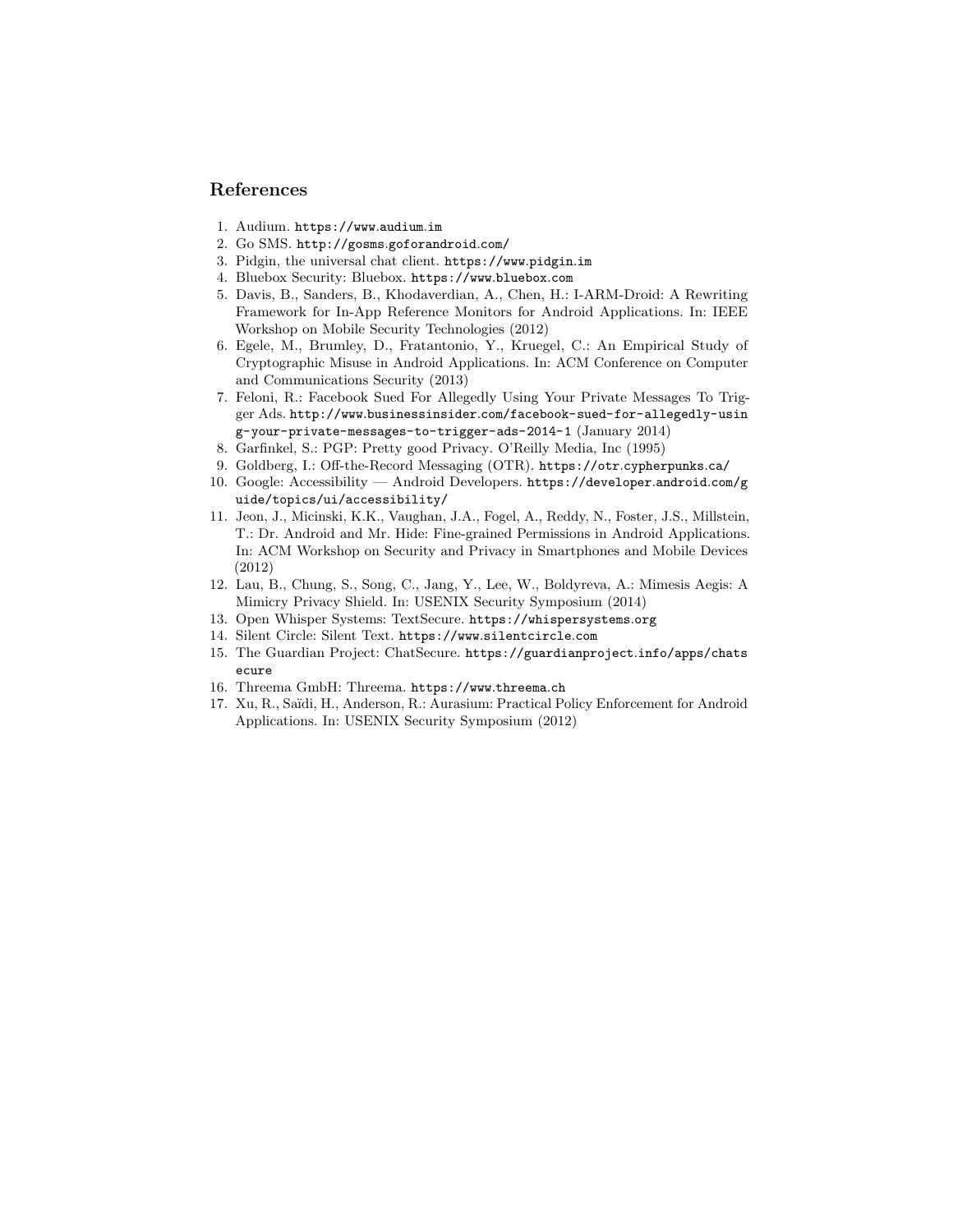## References

1. Audium. https://www.audium.im
2. Go SMS. http://gosms.goforandroid.com/
3. Pidgin, the universal chat client. https://www.pidgin.im
4. Bluebox Security: Bluebox. https://www.bluebox.com
5. Davis, B., Sanders, B., Khodaverdian, A., Chen, H.: I-ARM-Droid: A Rewriting Framework for In-App Reference Monitors for Android Applications. In: IEEE Workshop on Mobile Security Technologies (2012)
6. Egele, M., Brumley, D., Fratantonio, Y., Kruegel, C.: An Empirical Study of Cryptographic Misuse in Android Applications. In: ACM Conference on Computer and Communications Security (2013)
7. Feloni, R.: Facebook Sued For Allegedly Using Your Private Messages To Trigger Ads. http://www.businessinsider.com/facebook-sued-for-allegedly-using-your-private-messages-to-trigger-ads-2014-1 (January 2014)
8. Garfinkel, S.: PGP: Pretty good Privacy. O'Reilly Media, Inc (1995)
9. Goldberg, I.: Off-the-Record Messaging (OTR). https://otr.cypherpunks.ca/
10. Google: Accessibility — Android Developers. https://developer.android.com/guide/topics/ui/accessibility/
11. Jeon, J., Micinski, K.K., Vaughan, J.A., Fogel, A., Reddy, N., Foster, J.S., Millstein, T.: Dr. Android and Mr. Hide: Fine-grained Permissions in Android Applications. In: ACM Workshop on Security and Privacy in Smartphones and Mobile Devices (2012)
12. Lau, B., Chung, S., Song, C., Jang, Y., Lee, W., Boldyreva, A.: Mimesis Aegis: A Mimicry Privacy Shield. In: USENIX Security Symposium (2014)
13. Open Whisper Systems: TextSecure. https://whispersystems.org
14. Silent Circle: Silent Text. https://www.silentcircle.com
15. The Guardian Project: ChatSecure. https://guardianproject.info/apps/chatsecure
16. Threema GmbH: Threema. https://www.threema.ch
17. Xu, R., Saïdi, H., Anderson, R.: Aurasium: Practical Policy Enforcement for Android Applications. In: USENIX Security Symposium (2012)